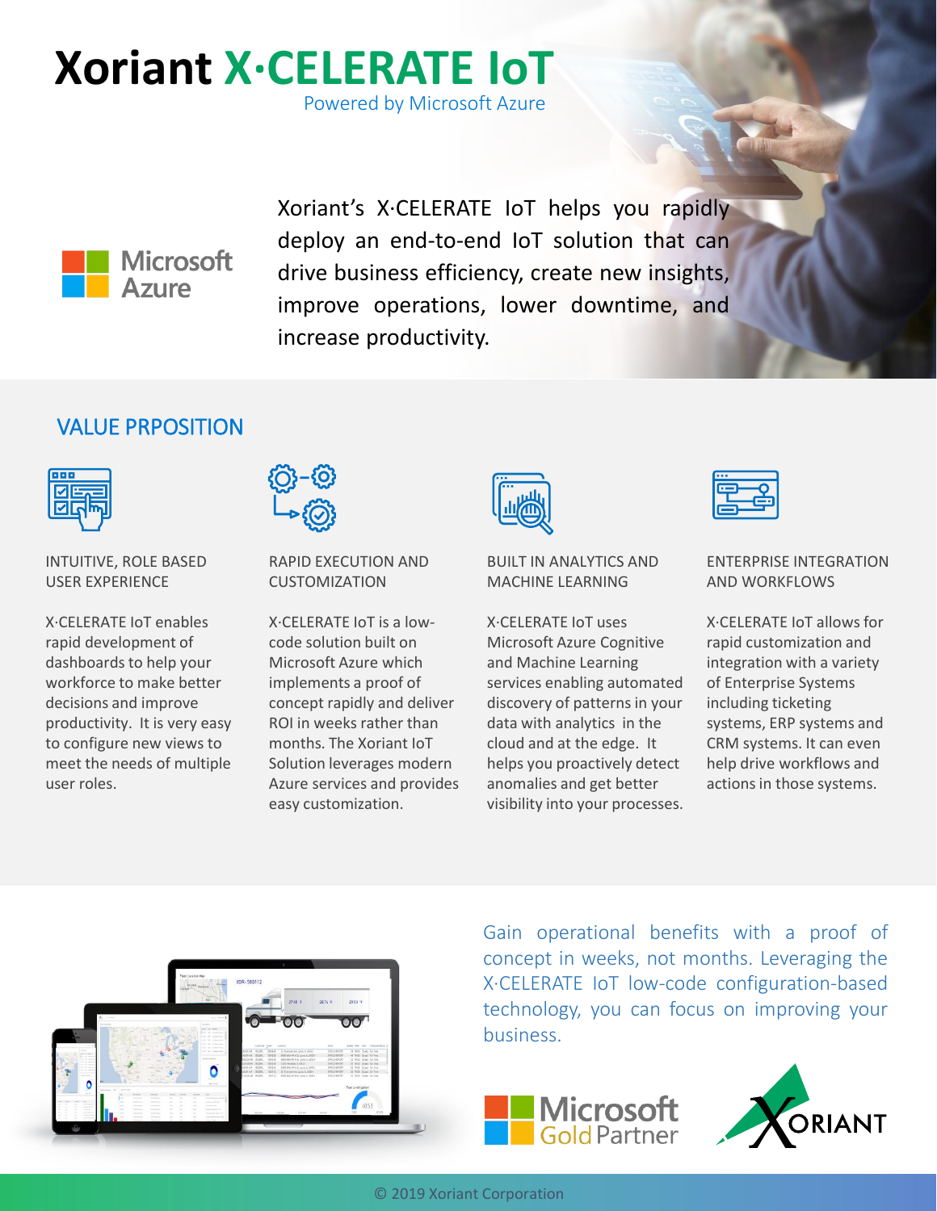# Xoriant X·CELERATE IoT

Powered by Microsoft Azure

Xoriant's X·CELERATE IoT helps you rapidly deploy an end-to-end IoT solution that can drive business efficiency, create new insights, improve operations, lower downtime, and increase productivity.

## VALUE PRPOSITION

### INTUITIVE, ROLE BASED USER EXPERIENCE

X·CELERATE IoT enables rapid development of dashboards to help your workforce to make better decisions and improve productivity. It is very easy to configure new views to meet the needs of multiple user roles.

### RAPID EXECUTION AND CUSTOMIZATION

X·CELERATE IoT is a low-code solution built on Microsoft Azure which implements a proof of concept rapidly and deliver ROI in weeks rather than months. The Xoriant IoT Solution leverages modern Azure services and provides easy customization.

### BUILT IN ANALYTICS AND MACHINE LEARNING

X·CELERATE IoT uses Microsoft Azure Cognitive and Machine Learning services enabling automated discovery of patterns in your data with analytics in the cloud and at the edge. It helps you proactively detect anomalies and get better visibility into your processes.

### ENTERPRISE INTEGRATION AND WORKFLOWS

X·CELERATE IoT allows for rapid customization and integration with a variety of Enterprise Systems including ticketing systems, ERP systems and CRM systems. It can even help drive workflows and actions in those systems.

Gain operational benefits with a proof of concept in weeks, not months. Leveraging the X·CELERATE IoT low-code configuration-based technology, you can focus on improving your business.

Microsoft Gold Partner

XORIANT

© 2019 Xoriant Corporation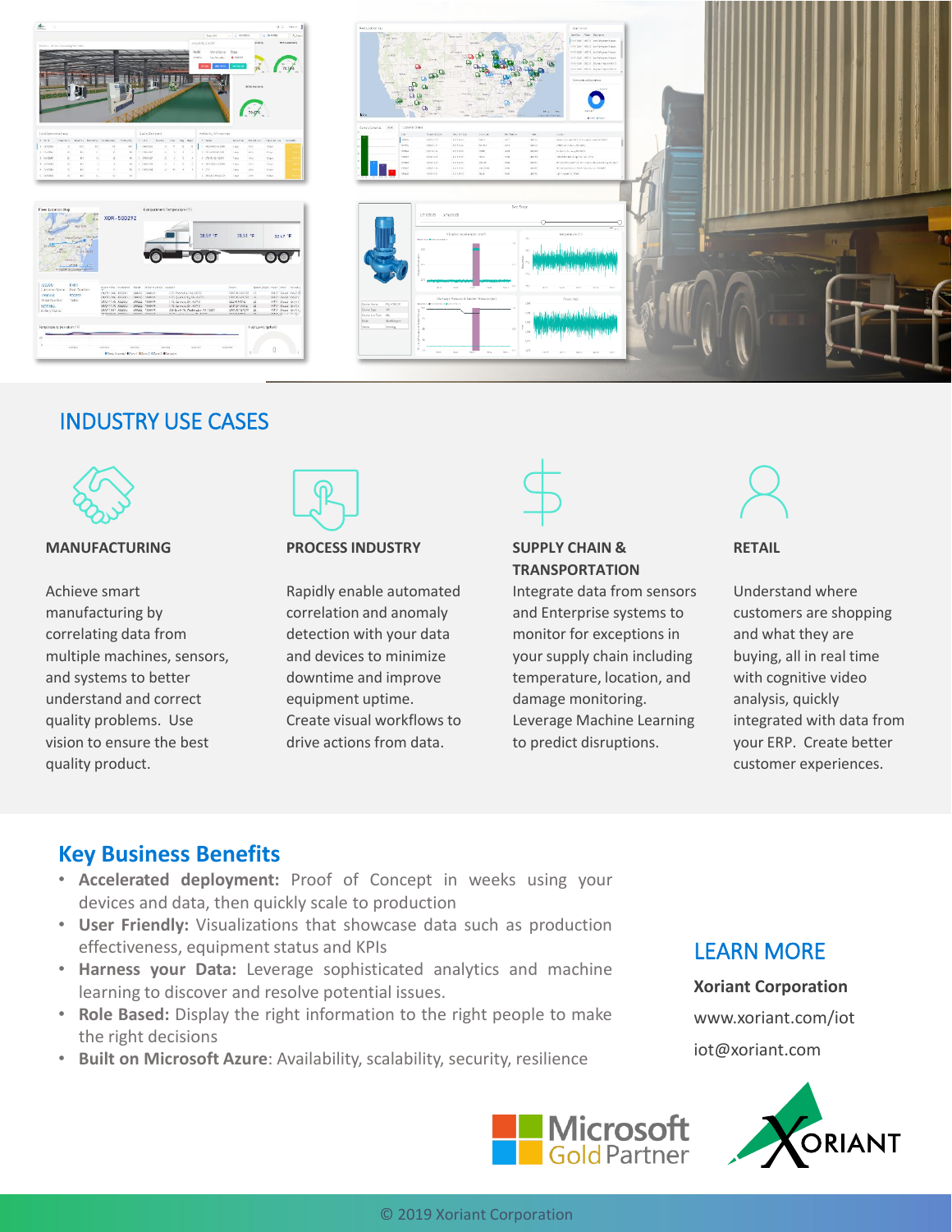## INDUSTRY USE CASES

### MANUFACTURING

Achieve smart manufacturing by correlating data from multiple machines, sensors, and systems to better understand and correct quality problems. Use vision to ensure the best quality product.

### PROCESS INDUSTRY

Rapidly enable automated correlation and anomaly detection with your data and devices to minimize downtime and improve equipment uptime. Create visual workflows to drive actions from data.

### SUPPLY CHAIN & TRANSPORTATION

Integrate data from sensors and Enterprise systems to monitor for exceptions in your supply chain including temperature, location, and damage monitoring. Leverage Machine Learning to predict disruptions.

### RETAIL

Understand where customers are shopping and what they are buying, all in real time with cognitive video analysis, quickly integrated with data from your ERP. Create better customer experiences.

## Key Business Benefits

- **Accelerated deployment:** Proof of Concept in weeks using your devices and data, then quickly scale to production
- **User Friendly:** Visualizations that showcase data such as production effectiveness, equipment status and KPIs
- **Harness your Data:** Leverage sophisticated analytics and machine learning to discover and resolve potential issues.
- **Role Based:** Display the right information to the right people to make the right decisions
- **Built on Microsoft Azure**: Availability, scalability, security, resilience

## LEARN MORE

**Xoriant Corporation**

www.xoriant.com/iot

iot@xoriant.com

Microsoft Gold Partner

XORIANT

© 2019 Xoriant Corporation